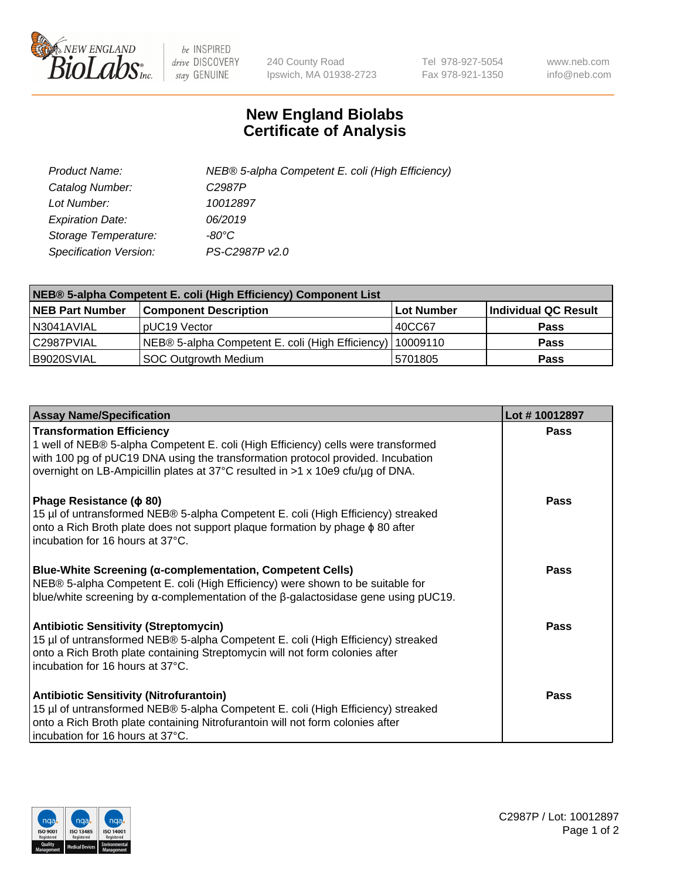New England BioLabs Inc. — be INSPIRED drive DISCOVERY stay GENUINE

240 County Road
Ipswich, MA 01938-2723

Tel 978-927-5054
Fax 978-921-1350

www.neb.com
info@neb.com

# New England Biolabs Certificate of Analysis

| | |
|---|---|
| *Product Name:* | *NEB® 5-alpha Competent E. coli (High Efficiency)* |
| *Catalog Number:* | *C2987P* |
| *Lot Number:* | *10012897* |
| *Expiration Date:* | *06/2019* |
| *Storage Temperature:* | *-80°C* |
| *Specification Version:* | *PS-C2987P v2.0* |

| NEB® 5-alpha Competent E. coli (High Efficiency) Component List | | | |
|---|---|---|---|
| **NEB Part Number** | **Component Description** | **Lot Number** | **Individual QC Result** |
| N3041AVIAL | pUC19 Vector | 40CC67 | **Pass** |
| C2987PVIAL | NEB® 5-alpha Competent E. coli (High Efficiency) | 10009110 | **Pass** |
| B9020SVIAL | SOC Outgrowth Medium | 5701805 | **Pass** |

| Assay Name/Specification | Lot # 10012897 |
|---|---|
| **Transformation Efficiency**<br>1 well of NEB® 5-alpha Competent E. coli (High Efficiency) cells were transformed with 100 pg of pUC19 DNA using the transformation protocol provided. Incubation overnight on LB-Ampicillin plates at 37°C resulted in >1 x 10e9 cfu/µg of DNA. | **Pass** |
| **Phage Resistance (ϕ 80)**<br>15 µl of untransformed NEB® 5-alpha Competent E. coli (High Efficiency) streaked onto a Rich Broth plate does not support plaque formation by phage ϕ 80 after incubation for 16 hours at 37°C. | **Pass** |
| **Blue-White Screening (α-complementation, Competent Cells)**<br>NEB® 5-alpha Competent E. coli (High Efficiency) were shown to be suitable for blue/white screening by α-complementation of the β-galactosidase gene using pUC19. | **Pass** |
| **Antibiotic Sensitivity (Streptomycin)**<br>15 µl of untransformed NEB® 5-alpha Competent E. coli (High Efficiency) streaked onto a Rich Broth plate containing Streptomycin will not form colonies after incubation for 16 hours at 37°C. | **Pass** |
| **Antibiotic Sensitivity (Nitrofurantoin)**<br>15 µl of untransformed NEB® 5-alpha Competent E. coli (High Efficiency) streaked onto a Rich Broth plate containing Nitrofurantoin will not form colonies after incubation for 16 hours at 37°C. | **Pass** |

ISO 9001 Registered Quality Management | ISO 13485 Registered Medical Devices | ISO 14001 Registered Environmental Management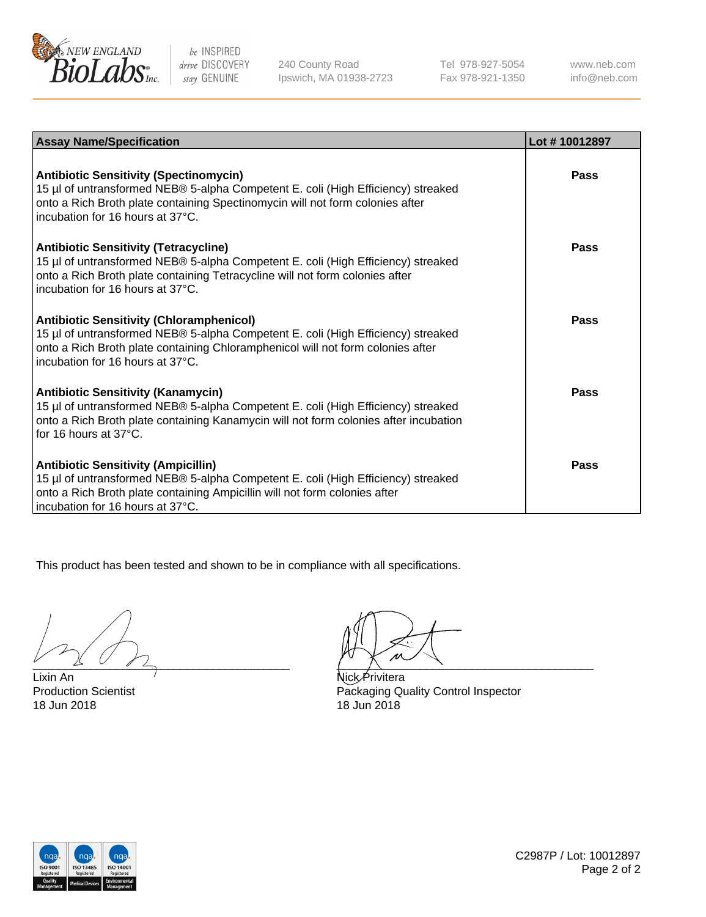| Assay Name/Specification | Lot # 10012897 |
| --- | --- |
| **Antibiotic Sensitivity (Spectinomycin)**<br>15 µl of untransformed NEB® 5-alpha Competent E. coli (High Efficiency) streaked onto a Rich Broth plate containing Spectinomycin will not form colonies after incubation for 16 hours at 37°C. | **Pass** |
| **Antibiotic Sensitivity (Tetracycline)**<br>15 µl of untransformed NEB® 5-alpha Competent E. coli (High Efficiency) streaked onto a Rich Broth plate containing Tetracycline will not form colonies after incubation for 16 hours at 37°C. | **Pass** |
| **Antibiotic Sensitivity (Chloramphenicol)**<br>15 µl of untransformed NEB® 5-alpha Competent E. coli (High Efficiency) streaked onto a Rich Broth plate containing Chloramphenicol will not form colonies after incubation for 16 hours at 37°C. | **Pass** |
| **Antibiotic Sensitivity (Kanamycin)**<br>15 µl of untransformed NEB® 5-alpha Competent E. coli (High Efficiency) streaked onto a Rich Broth plate containing Kanamycin will not form colonies after incubation for 16 hours at 37°C. | **Pass** |
| **Antibiotic Sensitivity (Ampicillin)**<br>15 µl of untransformed NEB® 5-alpha Competent E. coli (High Efficiency) streaked onto a Rich Broth plate containing Ampicillin will not form colonies after incubation for 16 hours at 37°C. | **Pass** |

This product has been tested and shown to be in compliance with all specifications.

Lixin An
Production Scientist
18 Jun 2018

Nick Privitera
Packaging Quality Control Inspector
18 Jun 2018

C2987P / Lot: 10012897